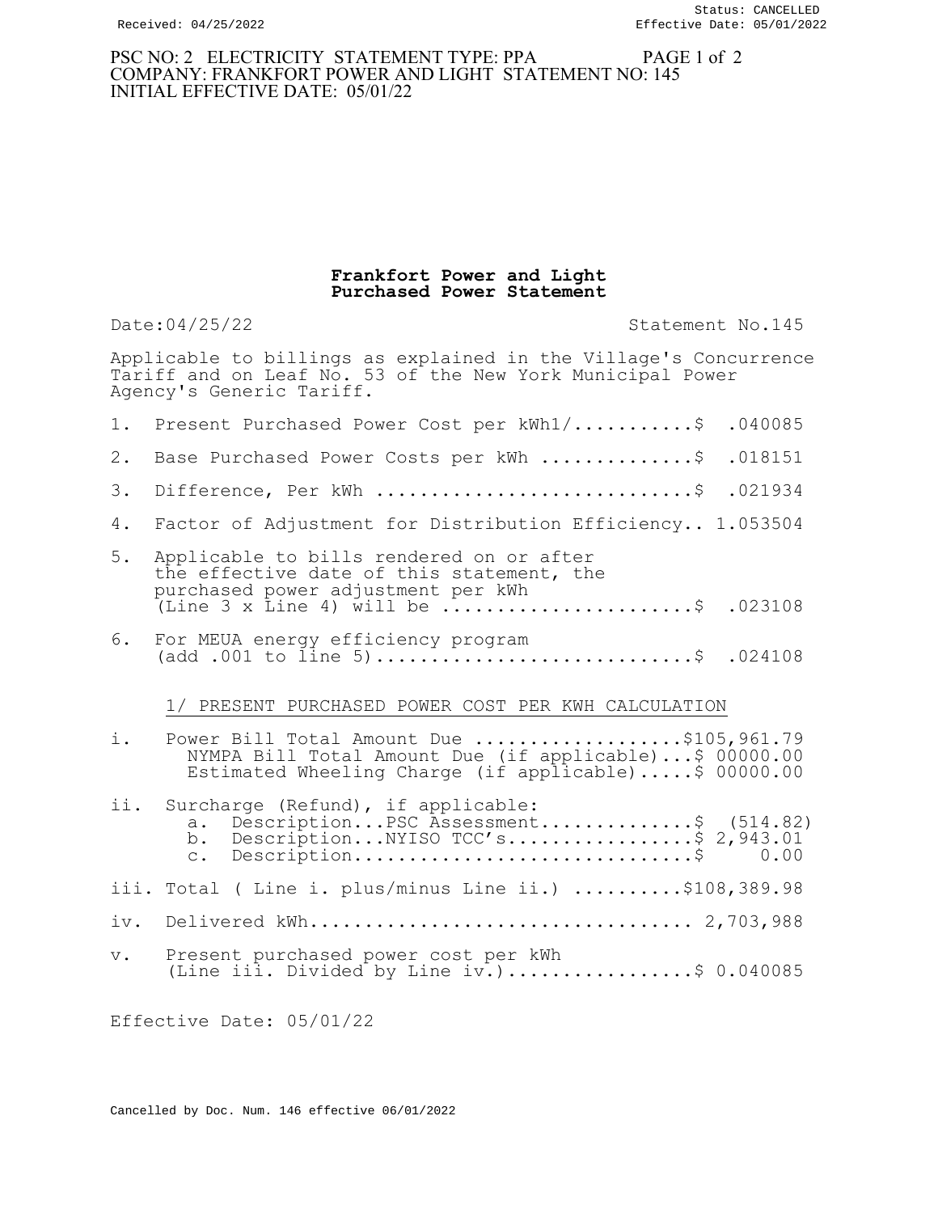Received: 04/25/2022

Status: CANCELLED
Effective Date: 05/01/2022

PSC NO: 2 ELECTRICITY STATEMENT TYPE: PPA
COMPANY: FRANKFORT POWER AND LIGHT STATEMENT NO: 145
INITIAL EFFECTIVE DATE: 05/01/22

**Frankfort Power and Light**
**Purchased Power Statement**

Date:04/25/22 Statement No.145

Applicable to billings as explained in the Village's Concurrence Tariff and on Leaf No. 53 of the New York Municipal Power Agency's Generic Tariff.

1. Present Purchased Power Cost per kWh1/...........$ .040085
2. Base Purchased Power Costs per kWh ..............$ .018151
3. Difference, Per kWh .............................$ .021934
4. Factor of Adjustment for Distribution Efficiency.. 1.053504
5. Applicable to bills rendered on or after the effective date of this statement, the purchased power adjustment per kWh (Line 3 x Line 4) will be .......................$ .023108
6. For MEUA energy efficiency program (add .001 to line 5).............................$ .024108

1/ PRESENT PURCHASED POWER COST PER KWH CALCULATION

i. Power Bill Total Amount Due ...................$105,961.79
   NYMPA Bill Total Amount Due (if applicable)...$ 00000.00
   Estimated Wheeling Charge (if applicable).....$ 00000.00

ii. Surcharge (Refund), if applicable:
   a. Description...PSC Assessment..............$ (514.82)
   b. Description...NYISO TCC's.................$ 2,943.01
   c. Description...............................$ 0.00

iii. Total ( Line i. plus/minus Line ii.) ..........$108,389.98

iv. Delivered kWh.................................. 2,703,988

v. Present purchased power cost per kWh (Line iii. Divided by Line iv.).................$ 0.040085

Effective Date: 05/01/22

Cancelled by Doc. Num. 146 effective 06/01/2022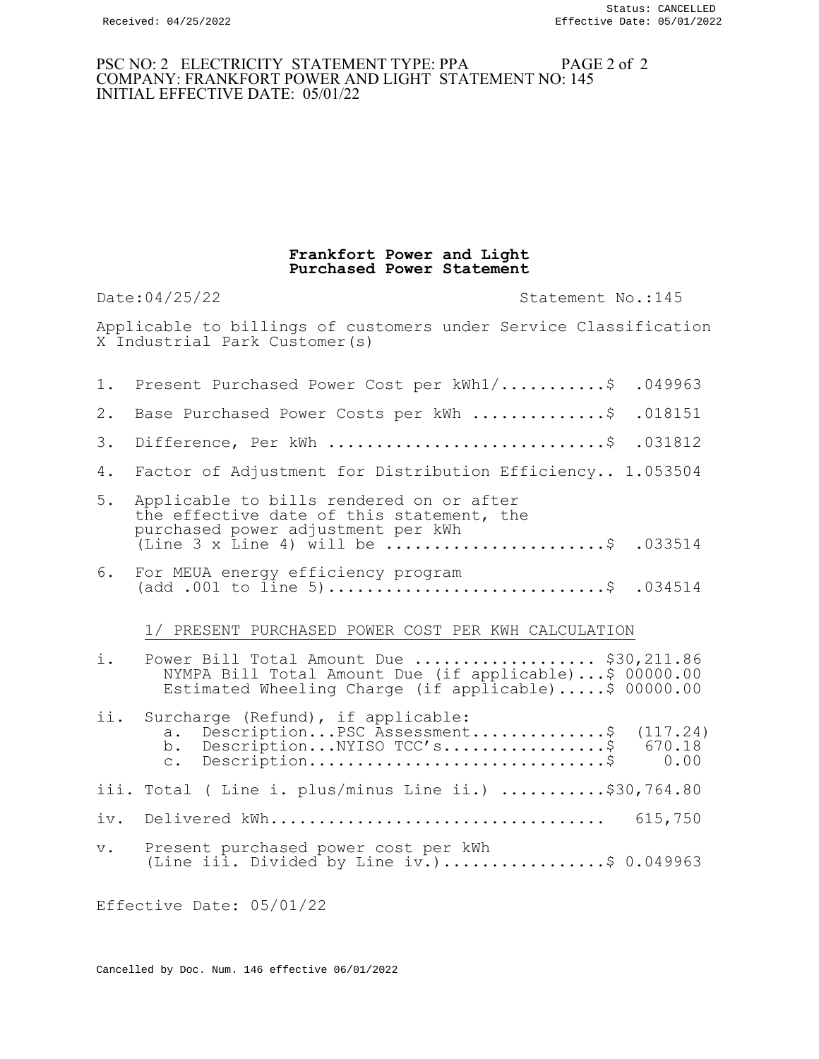PSC NO: 2 ELECTRICITY STATEMENT TYPE: PPA
COMPANY: FRANKFORT POWER AND LIGHT STATEMENT NO: 145
INITIAL EFFECTIVE DATE: 05/01/22

**Frankfort Power and Light**
**Purchased Power Statement**

Date:04/25/22 Statement No.:145

Applicable to billings of customers under Service Classification X Industrial Park Customer(s)

1. Present Purchased Power Cost per kWh1/...........$ .049963
2. Base Purchased Power Costs per kWh ..............$ .018151
3. Difference, Per kWh .............................$ .031812
4. Factor of Adjustment for Distribution Efficiency.. 1.053504
5. Applicable to bills rendered on or after the effective date of this statement, the purchased power adjustment per kWh (Line 3 x Line 4) will be .......................$ .033514
6. For MEUA energy efficiency program (add .001 to line 5).............................$ .034514

1/ PRESENT PURCHASED POWER COST PER KWH CALCULATION

i. Power Bill Total Amount Due ................... $30,211.86
 NYMPA Bill Total Amount Due (if applicable)...$ 00000.00
 Estimated Wheeling Charge (if applicable).....$ 00000.00

ii. Surcharge (Refund), if applicable:
 a. Description...PSC Assessment..............$ (117.24)
 b. Description...NYISO TCC's.................$ 670.18
 c. Description................................$ 0.00

iii. Total ( Line i. plus/minus Line ii.) ...........$30,764.80

iv. Delivered kWh.................................. 615,750

v. Present purchased power cost per kWh (Line iii. Divided by Line iv.).................$ 0.049963

Effective Date: 05/01/22

Cancelled by Doc. Num. 146 effective 06/01/2022